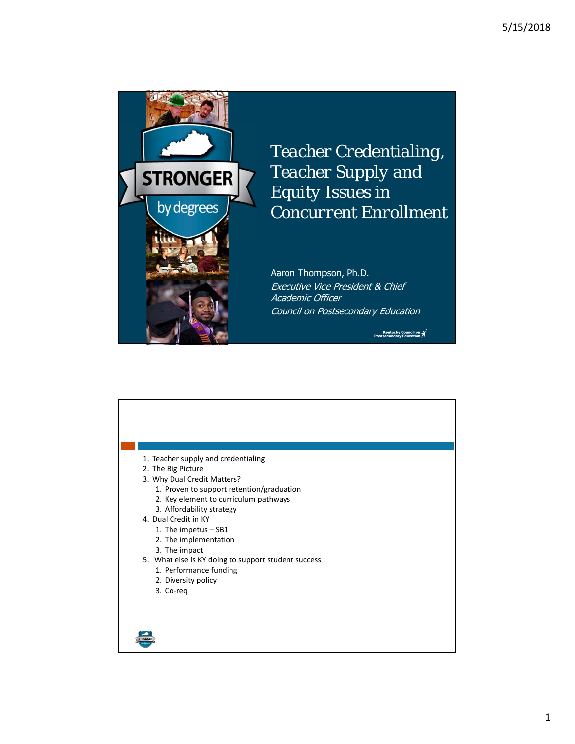# Teacher Credentialing, Teacher Supply and Equity Issues in Concurrent Enrollment

Aaron Thompson, Ph.D.

*Executive Vice President & Chief Academic Officer*

*Council on Postsecondary Education*

---

1. Teacher supply and credentialing
2. The Big Picture
3. Why Dual Credit Matters?
    1. Proven to support retention/graduation
    2. Key element to curriculum pathways
    3. Affordability strategy
4. Dual Credit in KY
    1. The impetus – SB1
    2. The implementation
    3. The impact
5. What else is KY doing to support student success
    1. Performance funding
    2. Diversity policy
    3. Co-req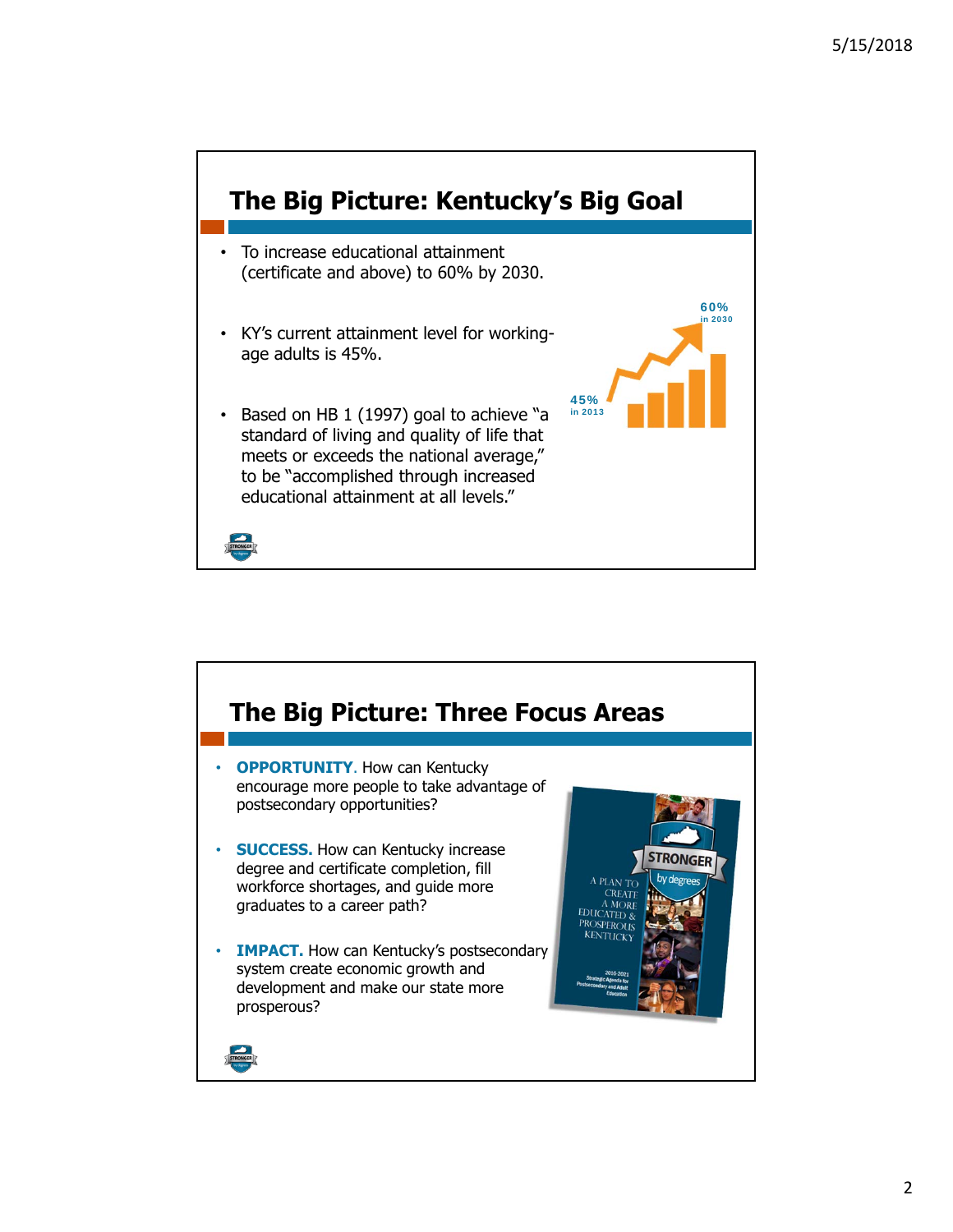## The Big Picture: Kentucky's Big Goal

- To increase educational attainment (certificate and above) to 60% by 2030.
- KY's current attainment level for working-age adults is 45%.
- Based on HB 1 (1997) goal to achieve "a standard of living and quality of life that meets or exceeds the national average," to be "accomplished through increased educational attainment at all levels."

45% in 2013

60% in 2030

## The Big Picture: Three Focus Areas

- **OPPORTUNITY**. How can Kentucky encourage more people to take advantage of postsecondary opportunities?
- **SUCCESS.** How can Kentucky increase degree and certificate completion, fill workforce shortages, and guide more graduates to a career path?
- **IMPACT.** How can Kentucky's postsecondary system create economic growth and development and make our state more prosperous?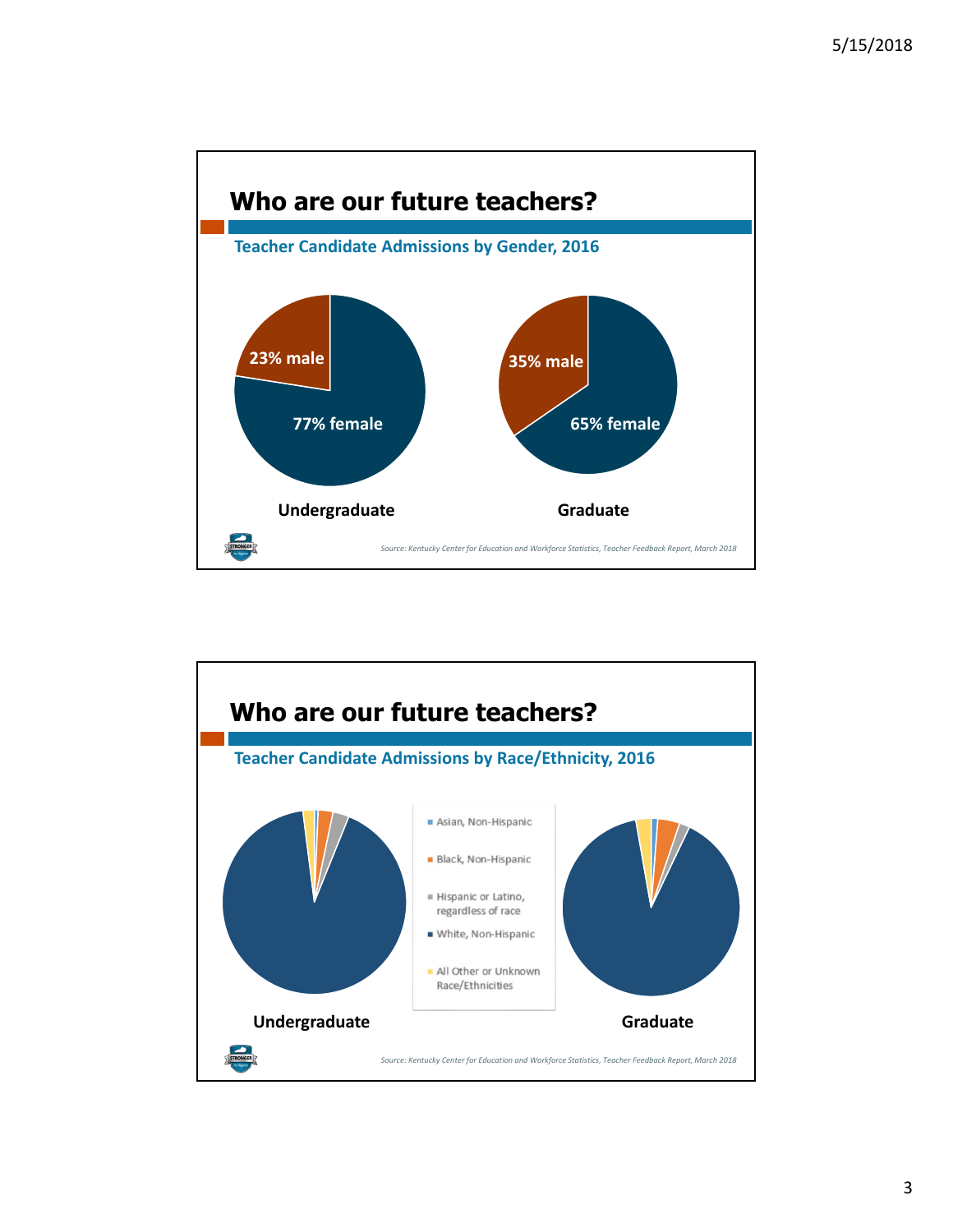## Who are our future teachers?

**Teacher Candidate Admissions by Gender, 2016**

23% male

77% female

**Undergraduate**

35% male

65% female

**Graduate**

*Source: Kentucky Center for Education and Workforce Statistics, Teacher Feedback Report, March 2018*

## Who are our future teachers?

**Teacher Candidate Admissions by Race/Ethnicity, 2016**

- Asian, Non-Hispanic
- Black, Non-Hispanic
- Hispanic or Latino, regardless of race
- White, Non-Hispanic
- All Other or Unknown Race/Ethnicities

**Undergraduate**

**Graduate**

*Source: Kentucky Center for Education and Workforce Statistics, Teacher Feedback Report, March 2018*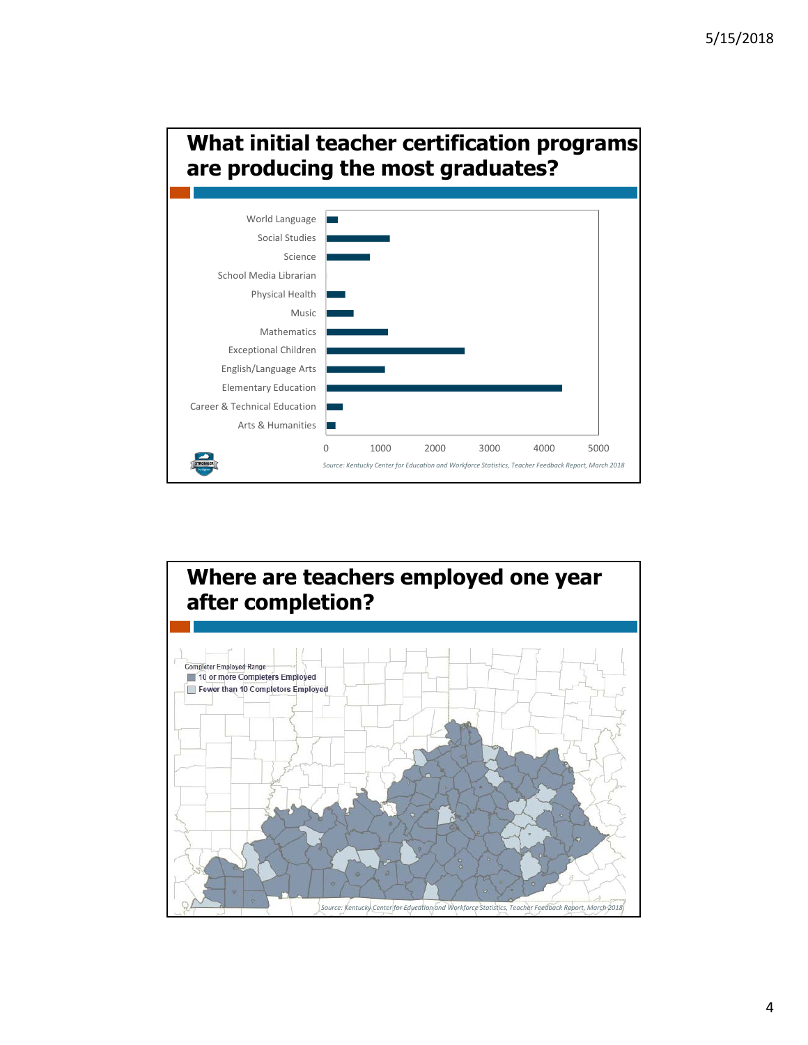## What initial teacher certification programs are producing the most graduates?

World Language
Social Studies
Science
School Media Librarian
Physical Health
Music
Mathematics
Exceptional Children
English/Language Arts
Elementary Education
Career & Technical Education
Arts & Humanities

0 1000 2000 3000 4000 5000

*Source: Kentucky Center for Education and Workforce Statistics, Teacher Feedback Report, March 2018*

## Where are teachers employed one year after completion?

Completer Employed Range
- 10 or more Completers Employed
- Fewer than 10 Completors Employed

*Source: Kentucky Center for Education and Workforce Statistics, Teacher Feedback Report, March 2018*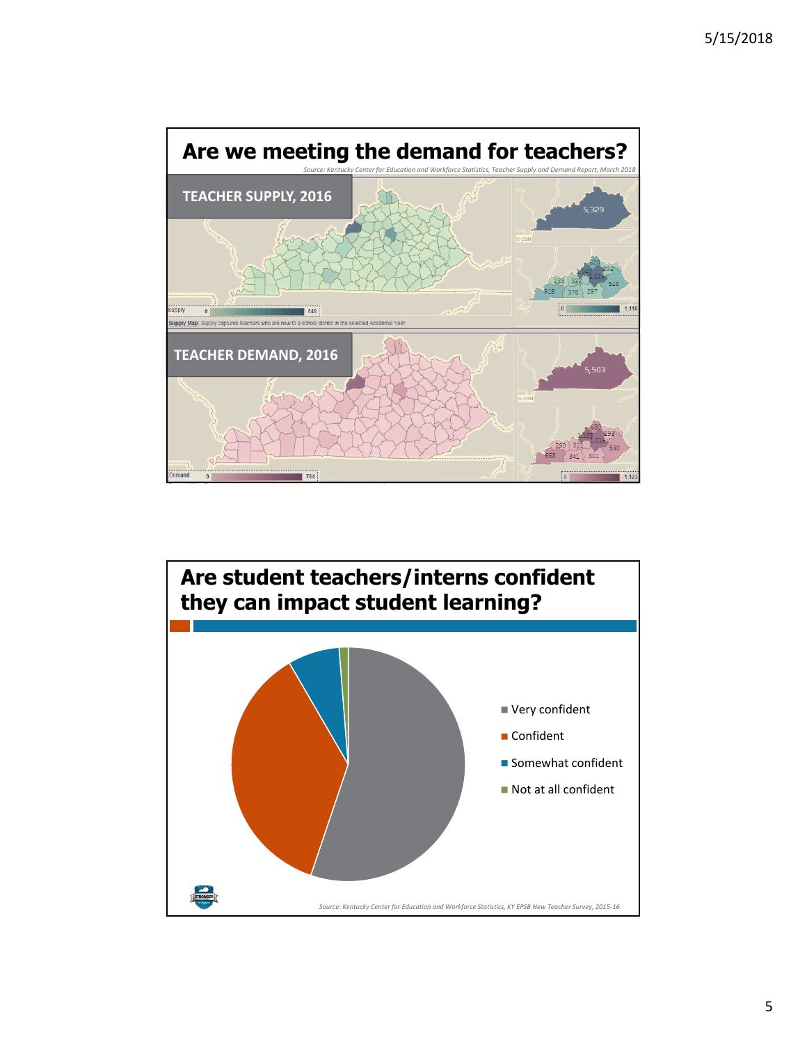# Are we meeting the demand for teachers?

*Source: Kentucky Center for Education and Workforce Statistics, Teacher Supply and Demand Report, March 2018*

**TEACHER SUPPLY, 2016**

Supply 0 648

5,329

0 1,116

Supply Map: Supply captures teachers who are new to a school district in the selected Academic Year

**TEACHER DEMAND, 2016**

Demand 0 754

5,503

0 1,123

# Are student teachers/interns confident they can impact student learning?

- Very confident
- Confident
- Somewhat confident
- Not at all confident

*Source: Kentucky Center for Education and Workforce Statistics, KY EPSB New Teacher Survey, 2015-16*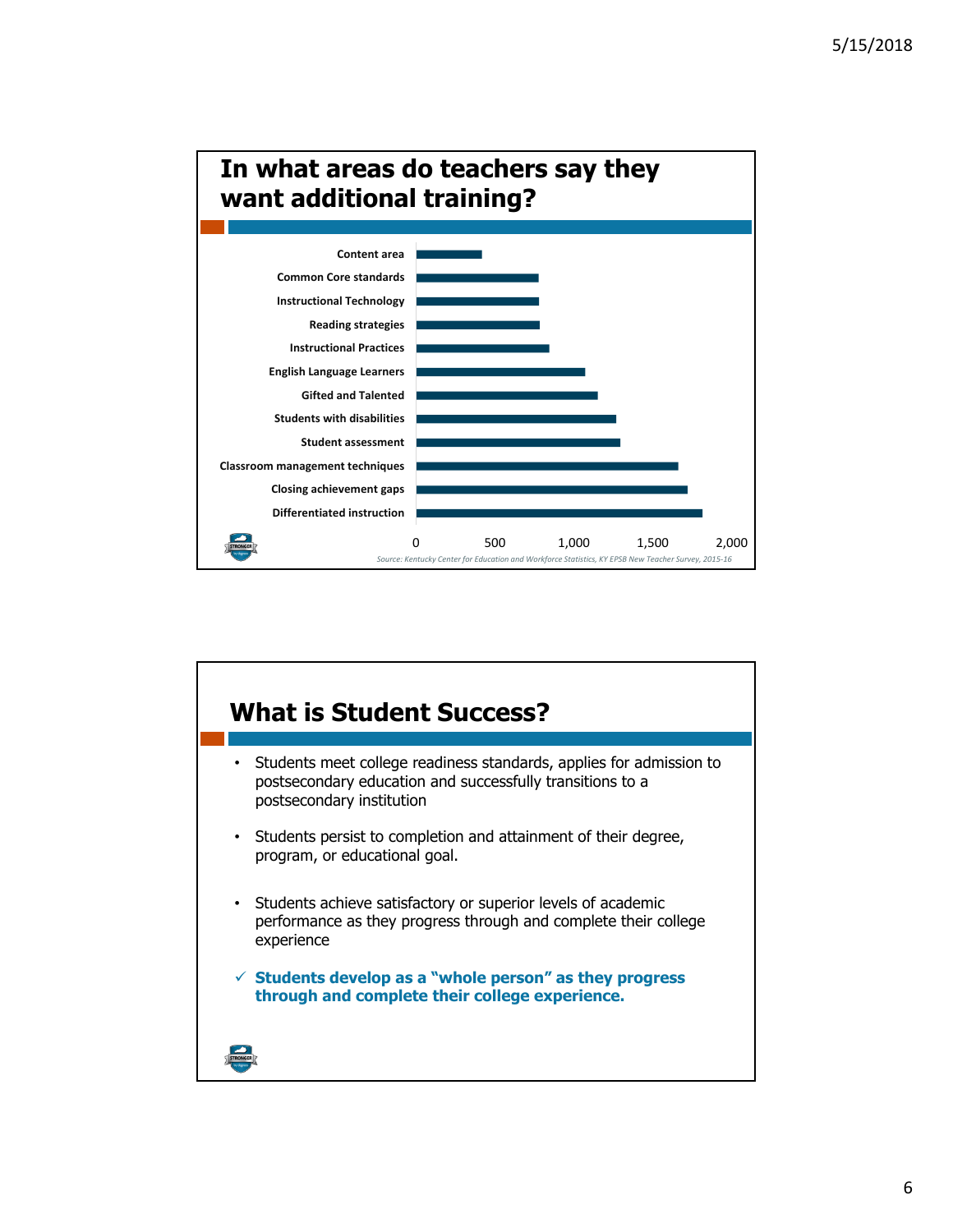## In what areas do teachers say they want additional training?

- Content area
- Common Core standards
- Instructional Technology
- Reading strategies
- Instructional Practices
- English Language Learners
- Gifted and Talented
- Students with disabilities
- Student assessment
- Classroom management techniques
- Closing achievement gaps
- Differentiated instruction

0 | 500 | 1,000 | 1,500 | 2,000

*Source: Kentucky Center for Education and Workforce Statistics, KY EPSB New Teacher Survey, 2015-16*

## What is Student Success?

- Students meet college readiness standards, applies for admission to postsecondary education and successfully transitions to a postsecondary institution
- Students persist to completion and attainment of their degree, program, or educational goal.
- Students achieve satisfactory or superior levels of academic performance as they progress through and complete their college experience

✓ **Students develop as a "whole person" as they progress through and complete their college experience.**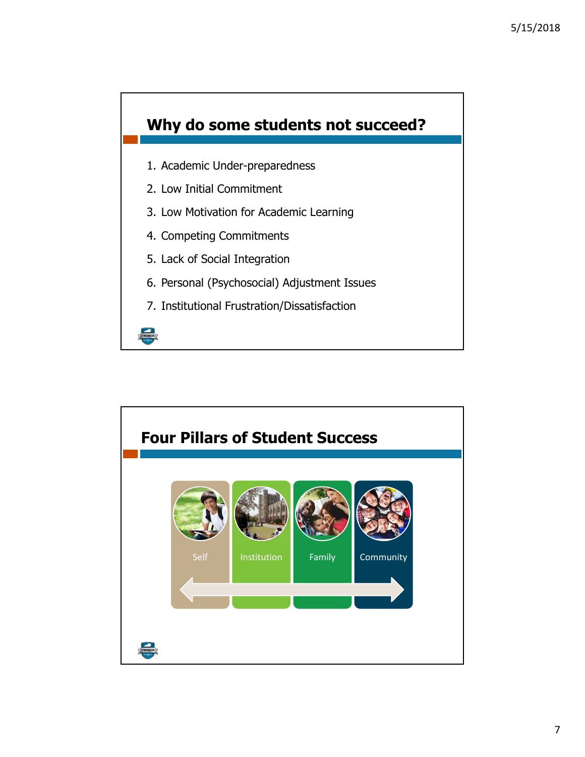## Why do some students not succeed?

1. Academic Under-preparedness
2. Low Initial Commitment
3. Low Motivation for Academic Learning
4. Competing Commitments
5. Lack of Social Integration
6. Personal (Psychosocial) Adjustment Issues
7. Institutional Frustration/Dissatisfaction

## Four Pillars of Student Success

Self

Institution

Family

Community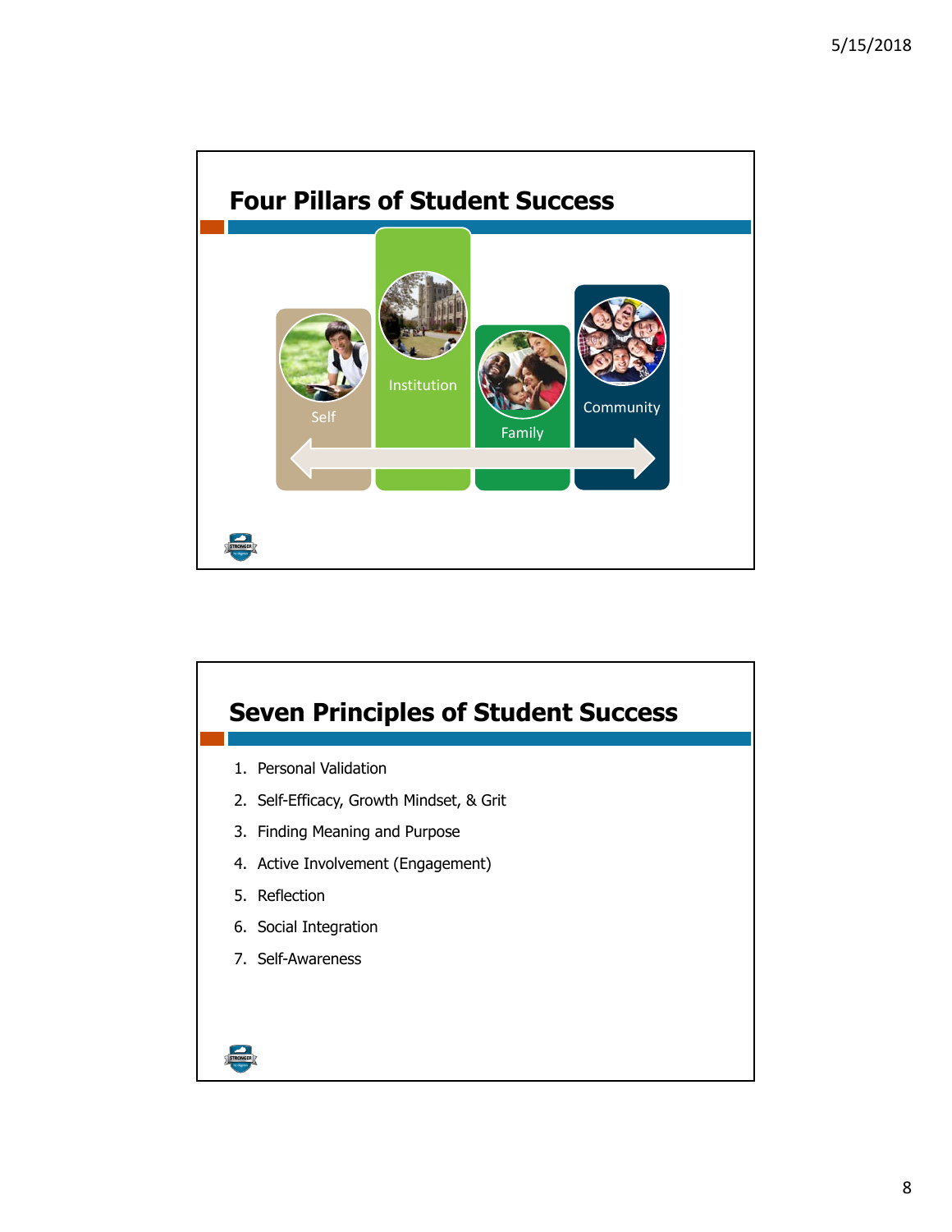# Four Pillars of Student Success

- Self
- Institution
- Family
- Community

# Seven Principles of Student Success

1. Personal Validation
2. Self-Efficacy, Growth Mindset, & Grit
3. Finding Meaning and Purpose
4. Active Involvement (Engagement)
5. Reflection
6. Social Integration
7. Self-Awareness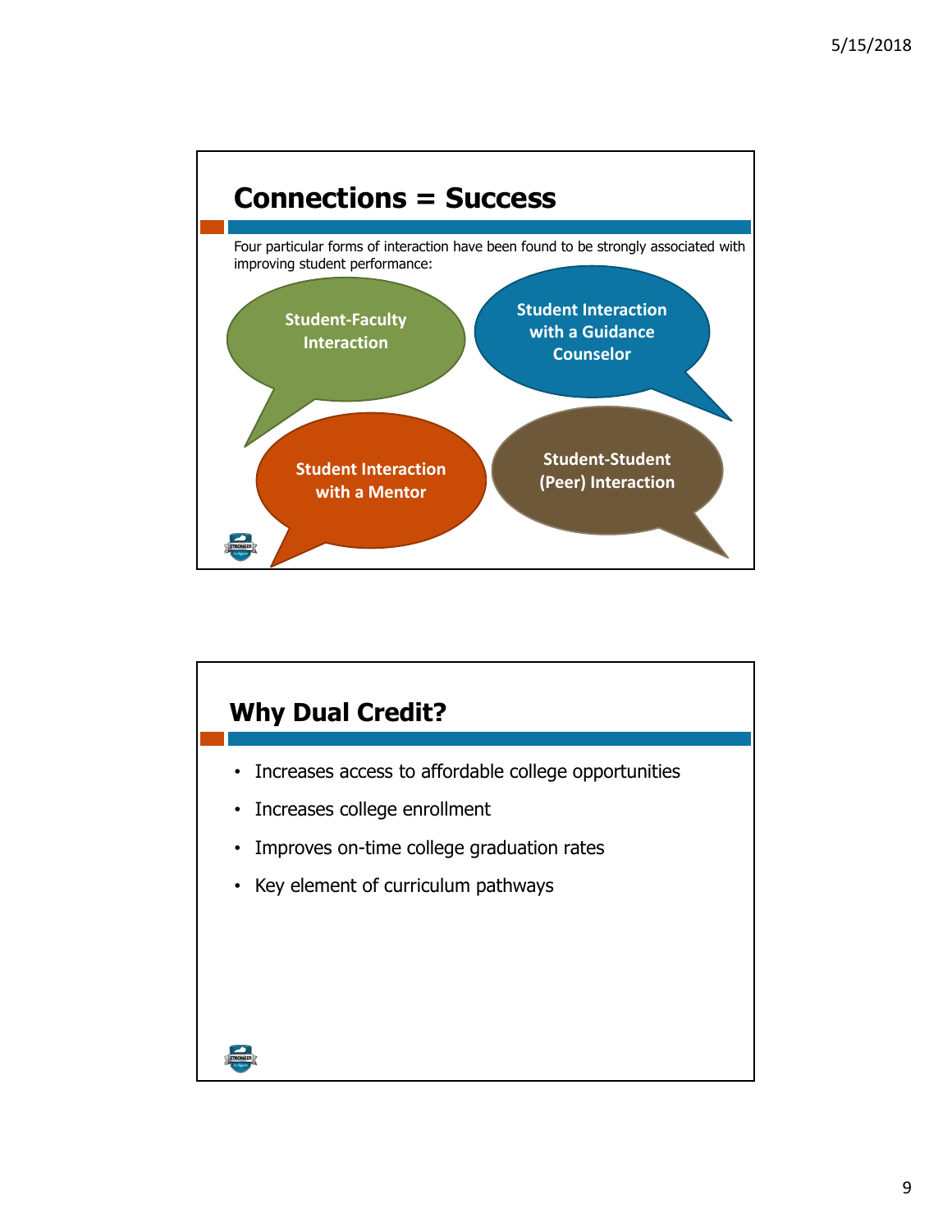## Connections = Success

Four particular forms of interaction have been found to be strongly associated with improving student performance:

- Student-Faculty Interaction
- Student Interaction with a Guidance Counselor
- Student Interaction with a Mentor
- Student-Student (Peer) Interaction

## Why Dual Credit?

- Increases access to affordable college opportunities
- Increases college enrollment
- Improves on-time college graduation rates
- Key element of curriculum pathways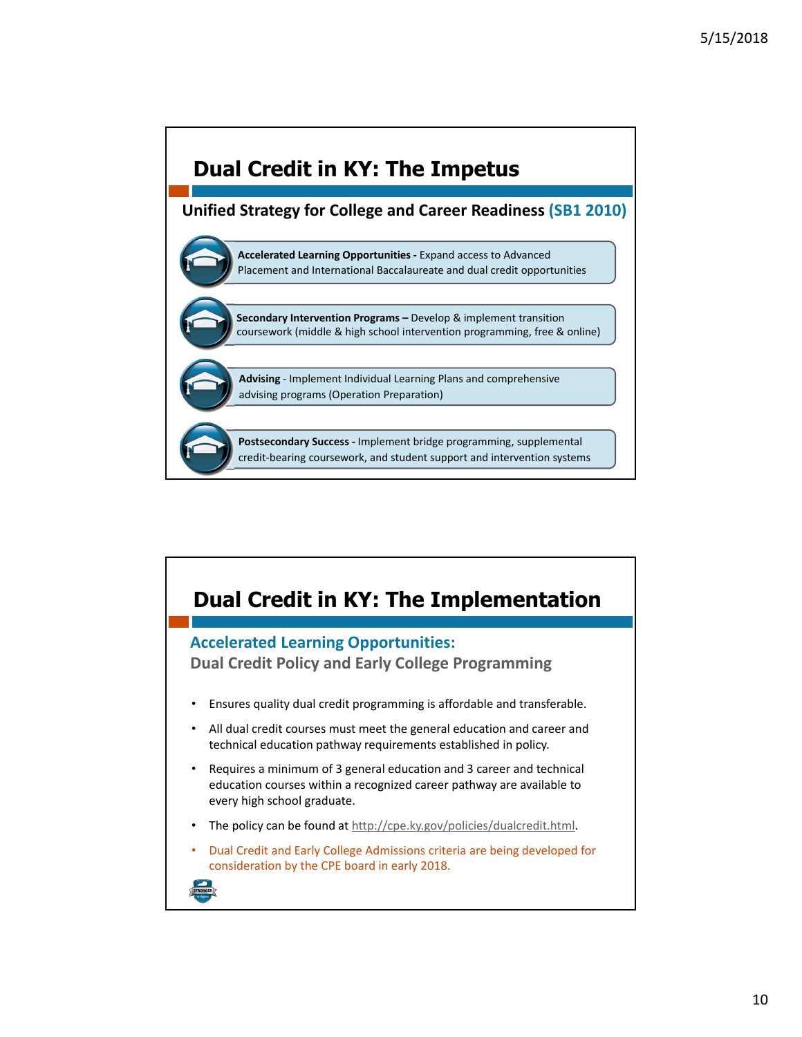## Dual Credit in KY: The Impetus

**Unified Strategy for College and Career Readiness (SB1 2010)**

- **Accelerated Learning Opportunities -** Expand access to Advanced Placement and International Baccalaureate and dual credit opportunities
- **Secondary Intervention Programs –** Develop & implement transition coursework (middle & high school intervention programming, free & online)
- **Advising** - Implement Individual Learning Plans and comprehensive advising programs (Operation Preparation)
- **Postsecondary Success -** Implement bridge programming, supplemental credit-bearing coursework, and student support and intervention systems

## Dual Credit in KY: The Implementation

### Accelerated Learning Opportunities:
### Dual Credit Policy and Early College Programming

- Ensures quality dual credit programming is affordable and transferable.
- All dual credit courses must meet the general education and career and technical education pathway requirements established in policy.
- Requires a minimum of 3 general education and 3 career and technical education courses within a recognized career pathway are available to every high school graduate.
- The policy can be found at http://cpe.ky.gov/policies/dualcredit.html.
- Dual Credit and Early College Admissions criteria are being developed for consideration by the CPE board in early 2018.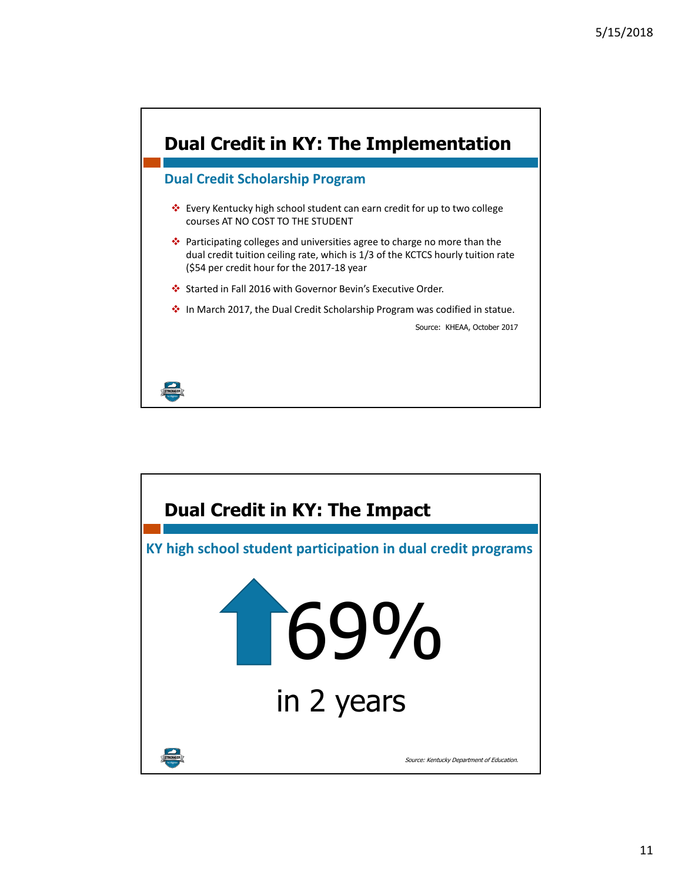## Dual Credit in KY: The Implementation

### Dual Credit Scholarship Program

- Every Kentucky high school student can earn credit for up to two college courses AT NO COST TO THE STUDENT
- Participating colleges and universities agree to charge no more than the dual credit tuition ceiling rate, which is 1/3 of the KCTCS hourly tuition rate ($54 per credit hour for the 2017-18 year
- Started in Fall 2016 with Governor Bevin's Executive Order.
- In March 2017, the Dual Credit Scholarship Program was codified in statue.

Source: KHEAA, October 2017

## Dual Credit in KY: The Impact

### KY high school student participation in dual credit programs

↑ 69%

in 2 years

*Source: Kentucky Department of Education.*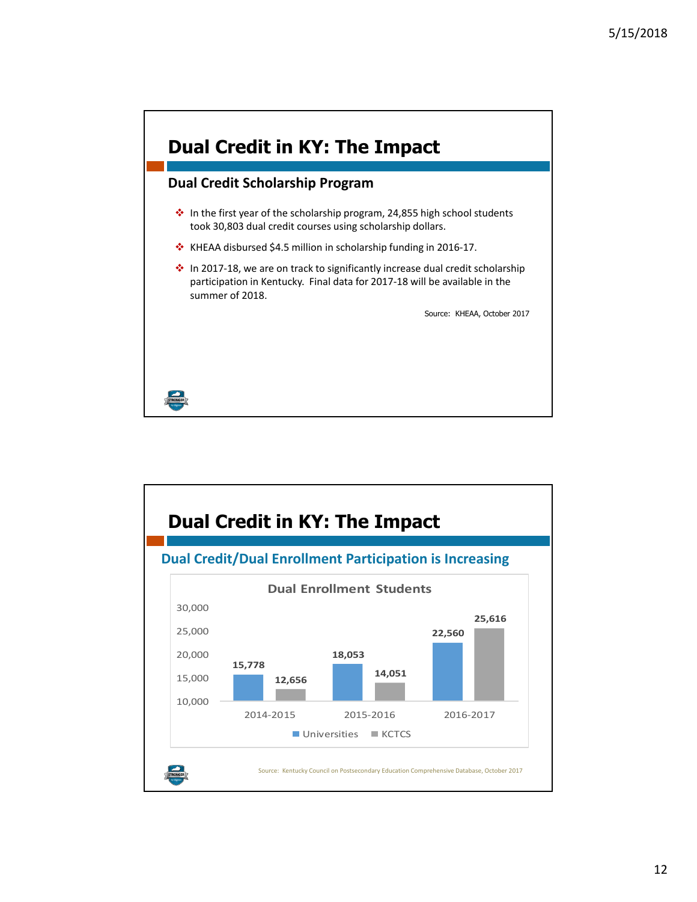## Dual Credit in KY: The Impact

### Dual Credit Scholarship Program

- In the first year of the scholarship program, 24,855 high school students took 30,803 dual credit courses using scholarship dollars.
- KHEAA disbursed $4.5 million in scholarship funding in 2016-17.
- In 2017-18, we are on track to significantly increase dual credit scholarship participation in Kentucky. Final data for 2017-18 will be available in the summer of 2018.

Source: KHEAA, October 2017

## Dual Credit in KY: The Impact

### Dual Credit/Dual Enrollment Participation is Increasing

**Dual Enrollment Students**

| | Universities | KCTCS |
|---|---|---|
| 2014-2015 | 15,778 | 12,656 |
| 2015-2016 | 18,053 | 14,051 |
| 2016-2017 | 22,560 | 25,616 |

Source: Kentucky Council on Postsecondary Education Comprehensive Database, October 2017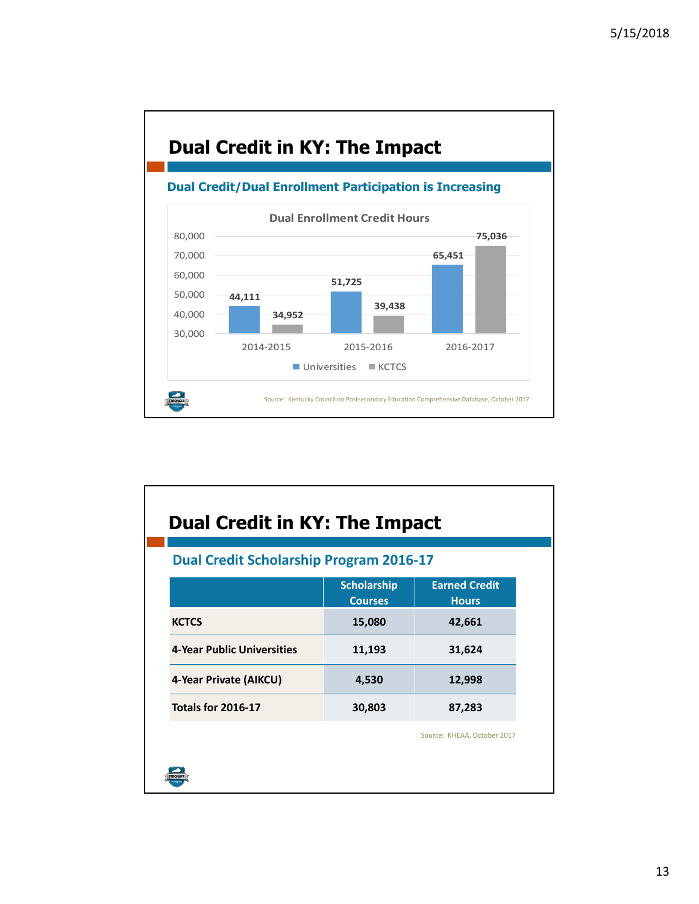# Dual Credit in KY: The Impact

## Dual Credit/Dual Enrollment Participation is Increasing

**Dual Enrollment Credit Hours**

| | Universities | KCTCS |
|---|---|---|
| 2014-2015 | 44,111 | 34,952 |
| 2015-2016 | 51,725 | 39,438 |
| 2016-2017 | 65,451 | 75,036 |

Source: Kentucky Council on Postsecondary Education Comprehensive Database, October 2017

# Dual Credit in KY: The Impact

## Dual Credit Scholarship Program 2016-17

| | Scholarship Courses | Earned Credit Hours |
|---|---|---|
| **KCTCS** | **15,080** | **42,661** |
| **4-Year Public Universities** | **11,193** | **31,624** |
| **4-Year Private (AIKCU)** | **4,530** | **12,998** |
| **Totals for 2016-17** | **30,803** | **87,283** |

Source: KHEAA, October 2017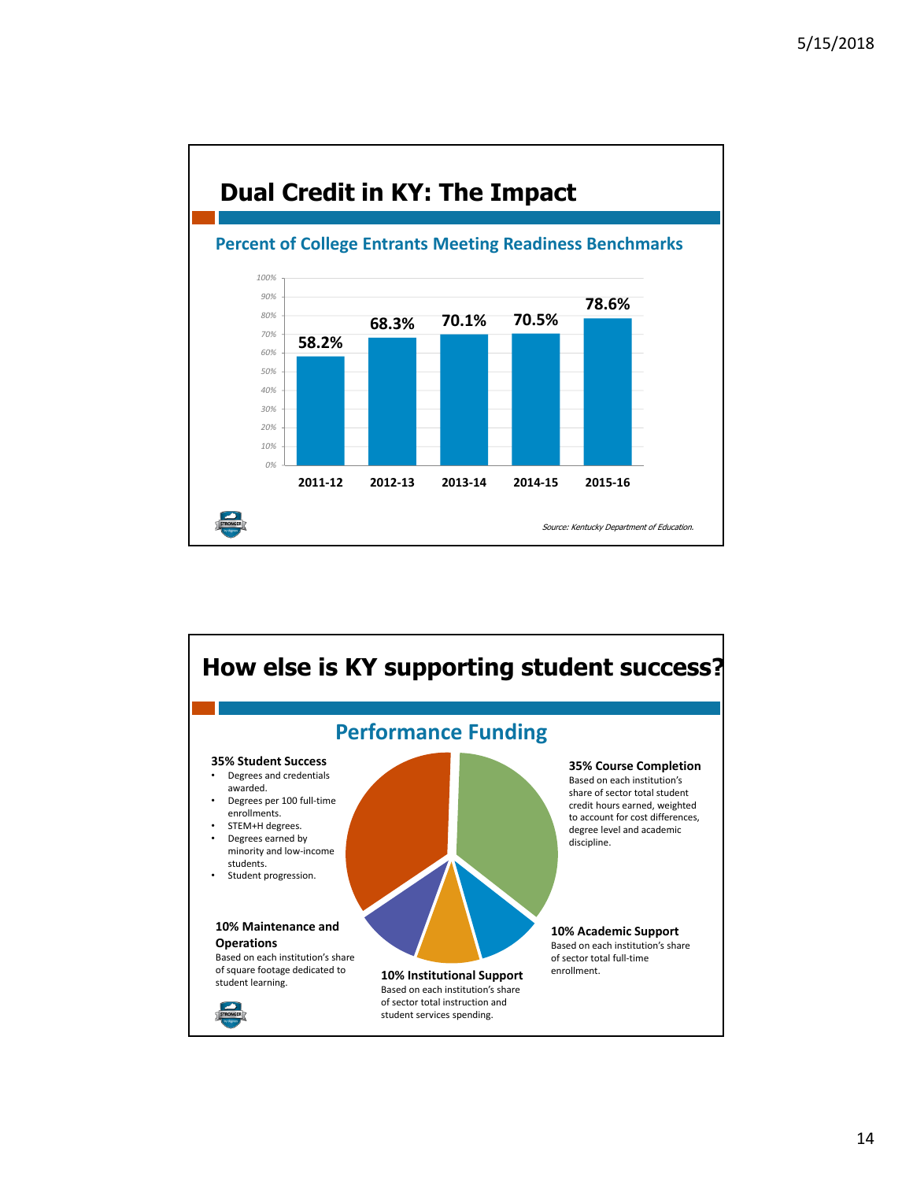## Dual Credit in KY: The Impact

### Percent of College Entrants Meeting Readiness Benchmarks

| Year | Percent |
|---|---|
| 2011-12 | 58.2% |
| 2012-13 | 68.3% |
| 2013-14 | 70.1% |
| 2014-15 | 70.5% |
| 2015-16 | 78.6% |

*Source: Kentucky Department of Education.*

## How else is KY supporting student success?

### Performance Funding

**35% Student Success**
- Degrees and credentials awarded.
- Degrees per 100 full-time enrollments.
- STEM+H degrees.
- Degrees earned by minority and low-income students.
- Student progression.

**35% Course Completion**
Based on each institution's share of sector total student credit hours earned, weighted to account for cost differences, degree level and academic discipline.

**10% Maintenance and Operations**
Based on each institution's share of square footage dedicated to student learning.

**10% Institutional Support**
Based on each institution's share of sector total instruction and student services spending.

**10% Academic Support**
Based on each institution's share of sector total full-time enrollment.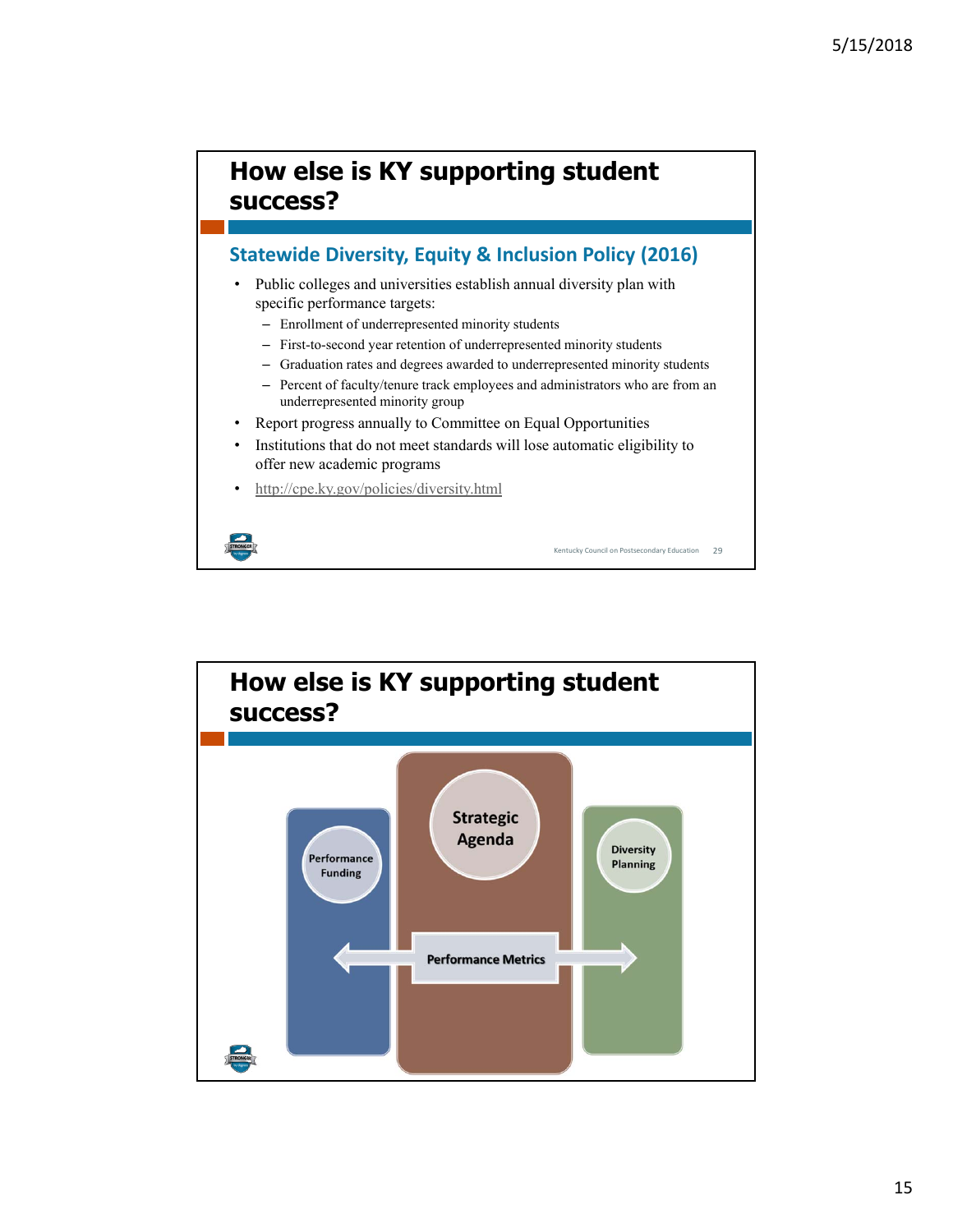## How else is KY supporting student success?

### Statewide Diversity, Equity & Inclusion Policy (2016)

- Public colleges and universities establish annual diversity plan with specific performance targets:
  - Enrollment of underrepresented minority students
  - First-to-second year retention of underrepresented minority students
  - Graduation rates and degrees awarded to underrepresented minority students
  - Percent of faculty/tenure track employees and administrators who are from an underrepresented minority group
- Report progress annually to Committee on Equal Opportunities
- Institutions that do not meet standards will lose automatic eligibility to offer new academic programs
- http://cpe.ky.gov/policies/diversity.html

Kentucky Council on Postsecondary Education 29

## How else is KY supporting student success?

Performance Funding

Strategic Agenda

Diversity Planning

Performance Metrics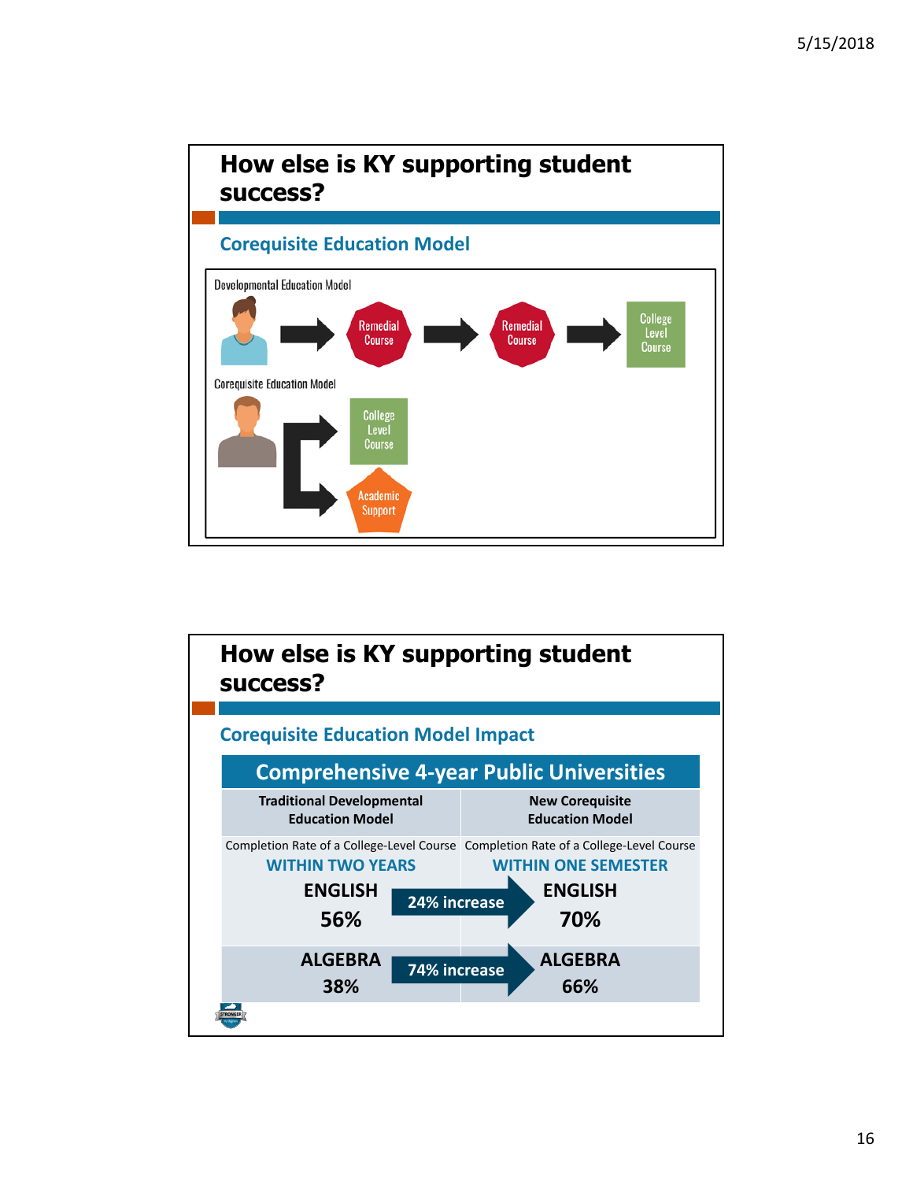## How else is KY supporting student success?

### Corequisite Education Model

Developmental Education Model

Remedial Course → Remedial Course → College Level Course

Corequisite Education Model

College Level Course

Academic Support

## How else is KY supporting student success?

### Corequisite Education Model Impact

| Comprehensive 4-year Public Universities | | |
|---|---|---|
| **Traditional Developmental Education Model** | | **New Corequisite Education Model** |
| Completion Rate of a College-Level Course WITHIN TWO YEARS | | Completion Rate of a College-Level Course WITHIN ONE SEMESTER |
| ENGLISH 56% | 24% increase | ENGLISH 70% |
| ALGEBRA 38% | 74% increase | ALGEBRA 66% |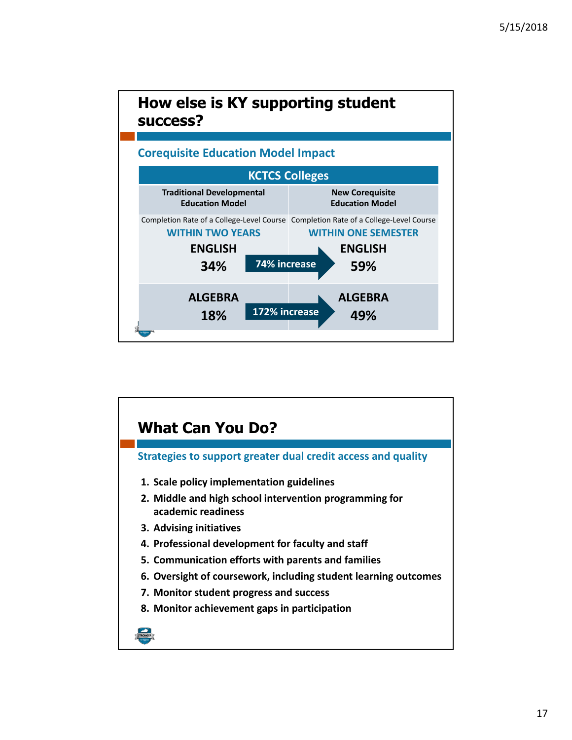## How else is KY supporting student success?

### Corequisite Education Model Impact

| KCTCS Colleges | | |
|---|---|---|
| **Traditional Developmental Education Model** | | **New Corequisite Education Model** |
| Completion Rate of a College-Level Course WITHIN TWO YEARS | | Completion Rate of a College-Level Course WITHIN ONE SEMESTER |
| ENGLISH 34% | 74% increase | ENGLISH 59% |
| ALGEBRA 18% | 172% increase | ALGEBRA 49% |

## What Can You Do?

### Strategies to support greater dual credit access and quality

1. **Scale policy implementation guidelines**
2. **Middle and high school intervention programming for academic readiness**
3. **Advising initiatives**
4. **Professional development for faculty and staff**
5. **Communication efforts with parents and families**
6. **Oversight of coursework, including student learning outcomes**
7. **Monitor student progress and success**
8. **Monitor achievement gaps in participation**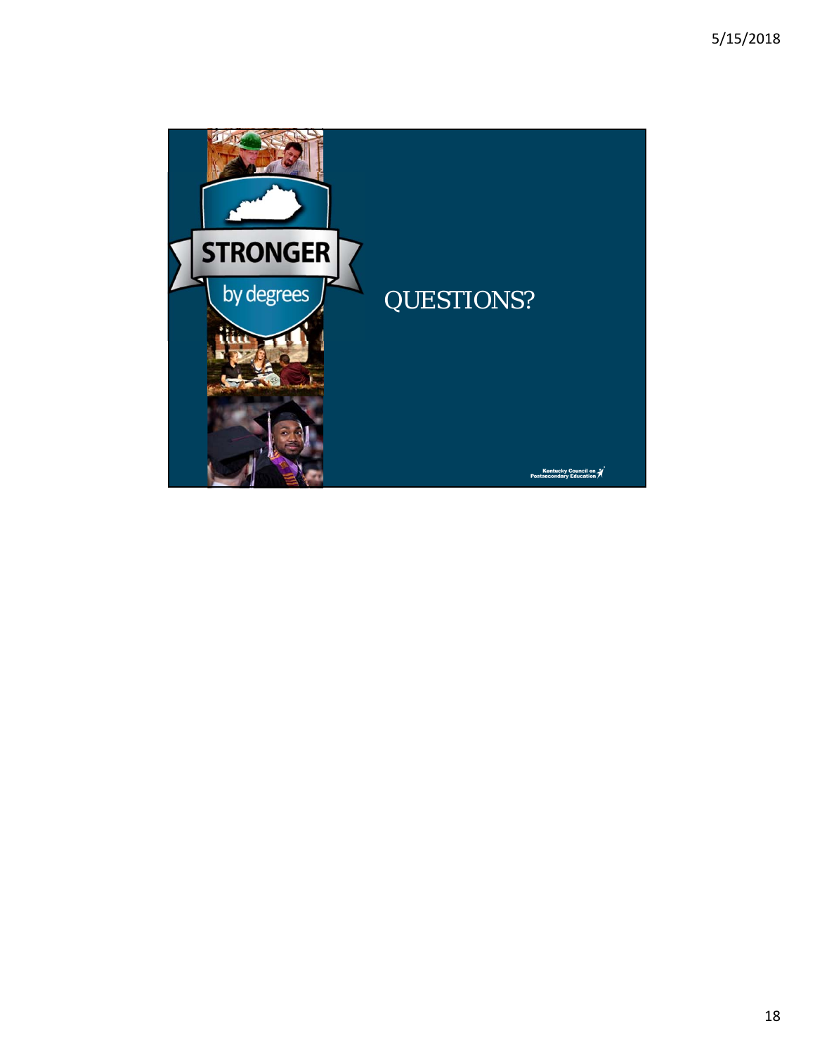STRONGER

by degrees

QUESTIONS?

Kentucky Council on Postsecondary Education